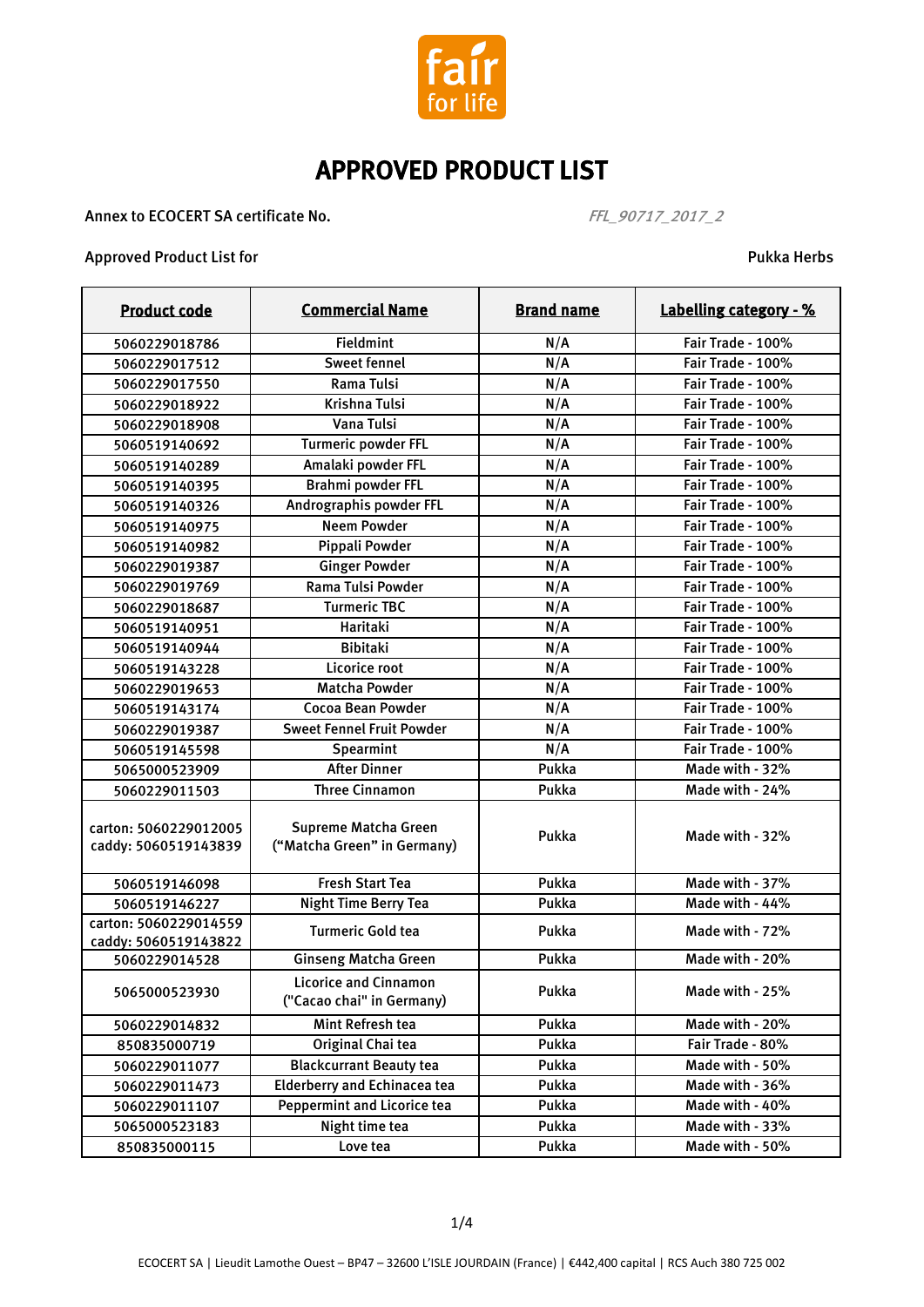fair for life

# APPROVED PRODUCT LIST

Annex to ECOCERT SA certificate No. *FFL_90717_2017_2*

Approved Product List for Pukka Herbs

| Product code | Commercial Name | Brand name | Labelling category - % |
|---|---|---|---|
| 5060229018786 | Fieldmint | N/A | Fair Trade - 100% |
| 5060229017512 | Sweet fennel | N/A | Fair Trade - 100% |
| 5060229017550 | Rama Tulsi | N/A | Fair Trade - 100% |
| 5060229018922 | Krishna Tulsi | N/A | Fair Trade - 100% |
| 5060229018908 | Vana Tulsi | N/A | Fair Trade - 100% |
| 5060519140692 | Turmeric powder FFL | N/A | Fair Trade - 100% |
| 5060519140289 | Amalaki powder FFL | N/A | Fair Trade - 100% |
| 5060519140395 | Brahmi powder FFL | N/A | Fair Trade - 100% |
| 5060519140326 | Andrographis powder FFL | N/A | Fair Trade - 100% |
| 5060519140975 | Neem Powder | N/A | Fair Trade - 100% |
| 5060519140982 | Pippali Powder | N/A | Fair Trade - 100% |
| 5060229019387 | Ginger Powder | N/A | Fair Trade - 100% |
| 5060229019769 | Rama Tulsi Powder | N/A | Fair Trade - 100% |
| 5060229018687 | Turmeric TBC | N/A | Fair Trade - 100% |
| 5060519140951 | Haritaki | N/A | Fair Trade - 100% |
| 5060519140944 | Bibitaki | N/A | Fair Trade - 100% |
| 5060519143228 | Licorice root | N/A | Fair Trade - 100% |
| 5060229019653 | Matcha Powder | N/A | Fair Trade - 100% |
| 5060519143174 | Cocoa Bean Powder | N/A | Fair Trade - 100% |
| 5060229019387 | Sweet Fennel Fruit Powder | N/A | Fair Trade - 100% |
| 5060519145598 | Spearmint | N/A | Fair Trade - 100% |
| 5065000523909 | After Dinner | Pukka | Made with - 32% |
| 5060229011503 | Three Cinnamon | Pukka | Made with - 24% |
| carton: 5060229012005<br>caddy: 5060519143839 | Supreme Matcha Green<br>("Matcha Green" in Germany) | Pukka | Made with - 32% |
| 5060519146098 | Fresh Start Tea | Pukka | Made with - 37% |
| 5060519146227 | Night Time Berry Tea | Pukka | Made with - 44% |
| carton: 5060229014559<br>caddy: 5060519143822 | Turmeric Gold tea | Pukka | Made with - 72% |
| 5060229014528 | Ginseng Matcha Green | Pukka | Made with - 20% |
| 5065000523930 | Licorice and Cinnamon<br>("Cacao chai" in Germany) | Pukka | Made with - 25% |
| 5060229014832 | Mint Refresh tea | Pukka | Made with - 20% |
| 850835000719 | Original Chai tea | Pukka | Fair Trade - 80% |
| 5060229011077 | Blackcurrant Beauty tea | Pukka | Made with - 50% |
| 5060229011473 | Elderberry and Echinacea tea | Pukka | Made with - 36% |
| 5060229011107 | Peppermint and Licorice tea | Pukka | Made with - 40% |
| 5065000523183 | Night time tea | Pukka | Made with - 33% |
| 850835000115 | Love tea | Pukka | Made with - 50% |

ECOCERT SA | Lieudit Lamothe Ouest – BP47 – 32600 L'ISLE JOURDAIN (France) | €442,400 capital | RCS Auch 380 725 002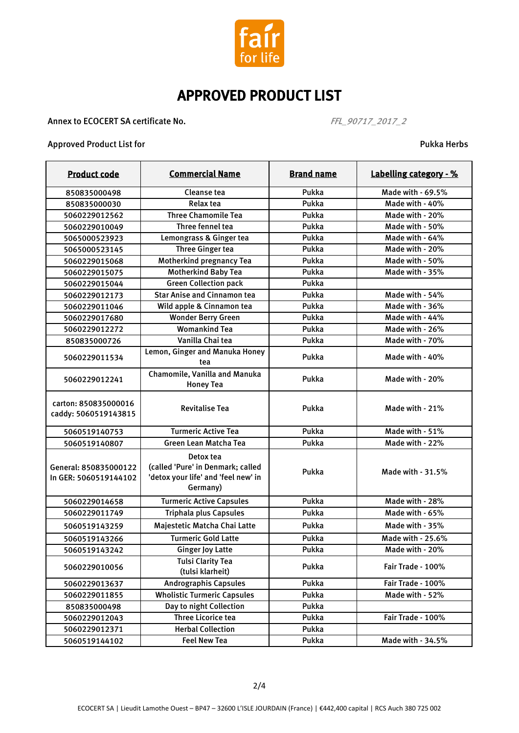# APPROVED PRODUCT LIST

Annex to ECOCERT SA certificate No. *FFL_90717_2017_2*

Approved Product List for Pukka Herbs

| Product code | Commercial Name | Brand name | Labelling category - % |
|---|---|---|---|
| 850835000498 | Cleanse tea | Pukka | Made with - 69.5% |
| 850835000030 | Relax tea | Pukka | Made with - 40% |
| 5060229012562 | Three Chamomile Tea | Pukka | Made with - 20% |
| 5060229010049 | Three fennel tea | Pukka | Made with - 50% |
| 5065000523923 | Lemongrass & Ginger tea | Pukka | Made with - 64% |
| 5065000523145 | Three Ginger tea | Pukka | Made with - 20% |
| 5060229015068 | Motherkind pregnancy Tea | Pukka | Made with - 50% |
| 5060229015075 | Motherkind Baby Tea | Pukka | Made with - 35% |
| 5060229015044 | Green Collection pack | Pukka | |
| 5060229012173 | Star Anise and Cinnamon tea | Pukka | Made with - 54% |
| 5060229011046 | Wild apple & Cinnamon tea | Pukka | Made with - 36% |
| 5060229017680 | Wonder Berry Green | Pukka | Made with - 44% |
| 5060229012272 | Womankind Tea | Pukka | Made with - 26% |
| 850835000726 | Vanilla Chai tea | Pukka | Made with - 70% |
| 5060229011534 | Lemon, Ginger and Manuka Honey tea | Pukka | Made with - 40% |
| 5060229012241 | Chamomile, Vanilla and Manuka Honey Tea | Pukka | Made with - 20% |
| carton: 850835000016 caddy: 5060519143815 | Revitalise Tea | Pukka | Made with - 21% |
| 5060519140753 | Turmeric Active Tea | Pukka | Made with - 51% |
| 5060519140807 | Green Lean Matcha Tea | Pukka | Made with - 22% |
| General: 850835000122 In GER: 5060519144102 | Detox tea (called 'Pure' in Denmark; called 'detox your life' and 'feel new' in Germany) | Pukka | Made with - 31.5% |
| 5060229014658 | Turmeric Active Capsules | Pukka | Made with - 28% |
| 5060229011749 | Triphala plus Capsules | Pukka | Made with - 65% |
| 5060519143259 | Majestetic Matcha Chai Latte | Pukka | Made with - 35% |
| 5060519143266 | Turmeric Gold Latte | Pukka | Made with - 25.6% |
| 5060519143242 | Ginger Joy Latte | Pukka | Made with - 20% |
| 5060229010056 | Tulsi Clarity Tea (tulsi klarheit) | Pukka | Fair Trade - 100% |
| 5060229013637 | Andrographis Capsules | Pukka | Fair Trade - 100% |
| 5060229011855 | Wholistic Turmeric Capsules | Pukka | Made with - 52% |
| 850835000498 | Day to night Collection | Pukka | |
| 5060229012043 | Three Licorice tea | Pukka | Fair Trade - 100% |
| 5060229012371 | Herbal Collection | Pukka | |
| 5060519144102 | Feel New Tea | Pukka | Made with - 34.5% |

ECOCERT SA | Lieudit Lamothe Ouest – BP47 – 32600 L'ISLE JOURDAIN (France) | €442,400 capital | RCS Auch 380 725 002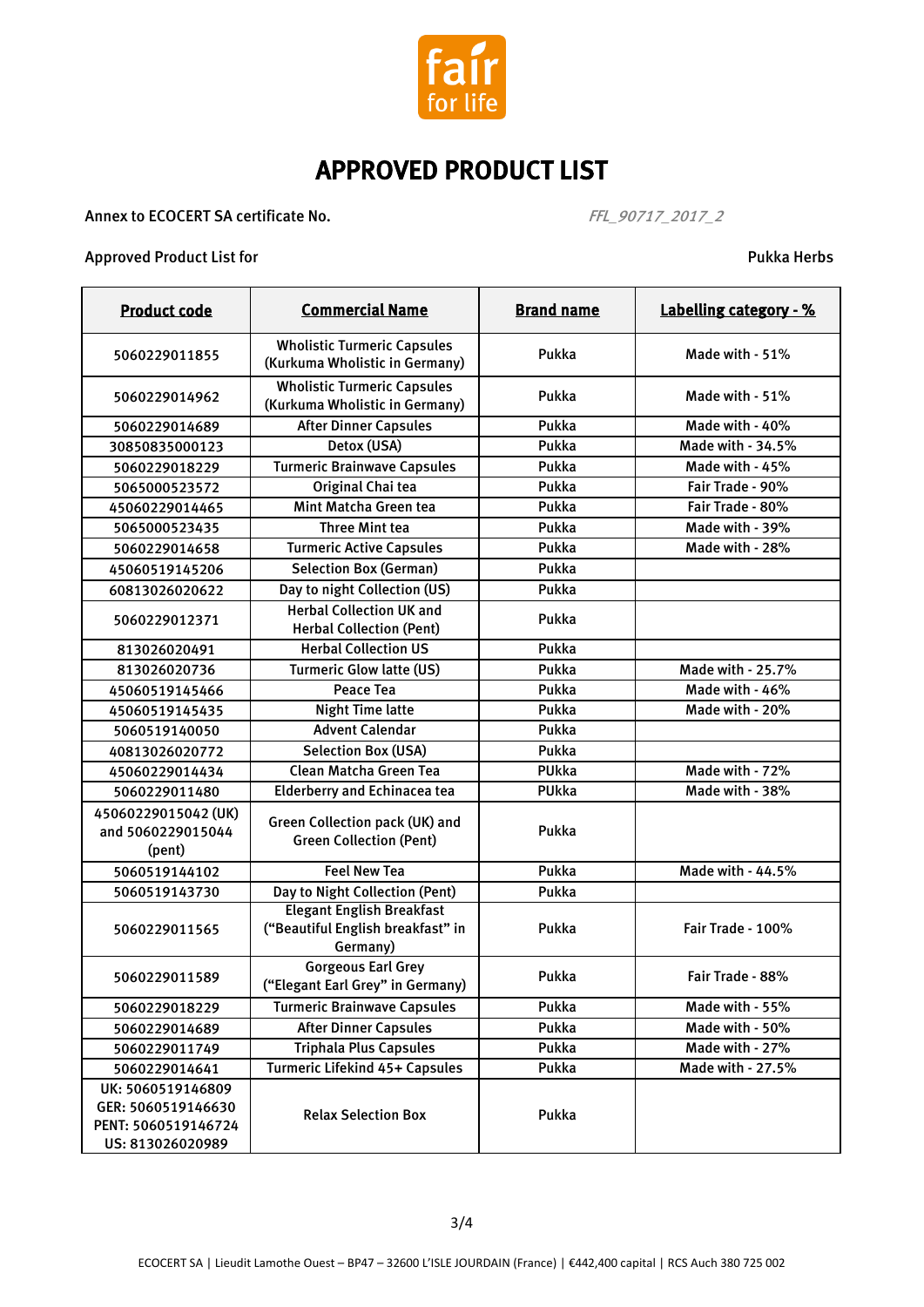# APPROVED PRODUCT LIST

Annex to ECOCERT SA certificate No. *FFL_90717_2017_2*

Approved Product List for Pukka Herbs

| Product code | Commercial Name | Brand name | Labelling category - % |
|---|---|---|---|
| 5060229011855 | Wholistic Turmeric Capsules (Kurkuma Wholistic in Germany) | Pukka | Made with - 51% |
| 5060229014962 | Wholistic Turmeric Capsules (Kurkuma Wholistic in Germany) | Pukka | Made with - 51% |
| 5060229014689 | After Dinner Capsules | Pukka | Made with - 40% |
| 30850835000123 | Detox (USA) | Pukka | Made with - 34.5% |
| 5060229018229 | Turmeric Brainwave Capsules | Pukka | Made with - 45% |
| 5065000523572 | Original Chai tea | Pukka | Fair Trade - 90% |
| 45060229014465 | Mint Matcha Green tea | Pukka | Fair Trade - 80% |
| 5065000523435 | Three Mint tea | Pukka | Made with - 39% |
| 5060229014658 | Turmeric Active Capsules | Pukka | Made with - 28% |
| 45060519145206 | Selection Box (German) | Pukka | |
| 60813026020622 | Day to night Collection (US) | Pukka | |
| 5060229012371 | Herbal Collection UK and Herbal Collection (Pent) | Pukka | |
| 813026020491 | Herbal Collection US | Pukka | |
| 813026020736 | Turmeric Glow latte (US) | Pukka | Made with - 25.7% |
| 45060519145466 | Peace Tea | Pukka | Made with - 46% |
| 45060519145435 | Night Time latte | Pukka | Made with - 20% |
| 5060519140050 | Advent Calendar | Pukka | |
| 40813026020772 | Selection Box (USA) | Pukka | |
| 45060229014434 | Clean Matcha Green Tea | PUkka | Made with - 72% |
| 5060229011480 | Elderberry and Echinacea tea | PUkka | Made with - 38% |
| 45060229015042 (UK) and 5060229015044 (pent) | Green Collection pack (UK) and Green Collection (Pent) | Pukka | |
| 5060519144102 | Feel New Tea | Pukka | Made with - 44.5% |
| 5060519143730 | Day to Night Collection (Pent) | Pukka | |
| 5060229011565 | Elegant English Breakfast ("Beautiful English breakfast" in Germany) | Pukka | Fair Trade - 100% |
| 5060229011589 | Gorgeous Earl Grey ("Elegant Earl Grey" in Germany) | Pukka | Fair Trade - 88% |
| 5060229018229 | Turmeric Brainwave Capsules | Pukka | Made with - 55% |
| 5060229014689 | After Dinner Capsules | Pukka | Made with - 50% |
| 5060229011749 | Triphala Plus Capsules | Pukka | Made with - 27% |
| 5060229014641 | Turmeric Lifekind 45+ Capsules | Pukka | Made with - 27.5% |
| UK: 5060519146809 GER: 5060519146630 PENT: 5060519146724 US: 813026020989 | Relax Selection Box | Pukka | |

ECOCERT SA | Lieudit Lamothe Ouest – BP47 – 32600 L'ISLE JOURDAIN (France) | €442,400 capital | RCS Auch 380 725 002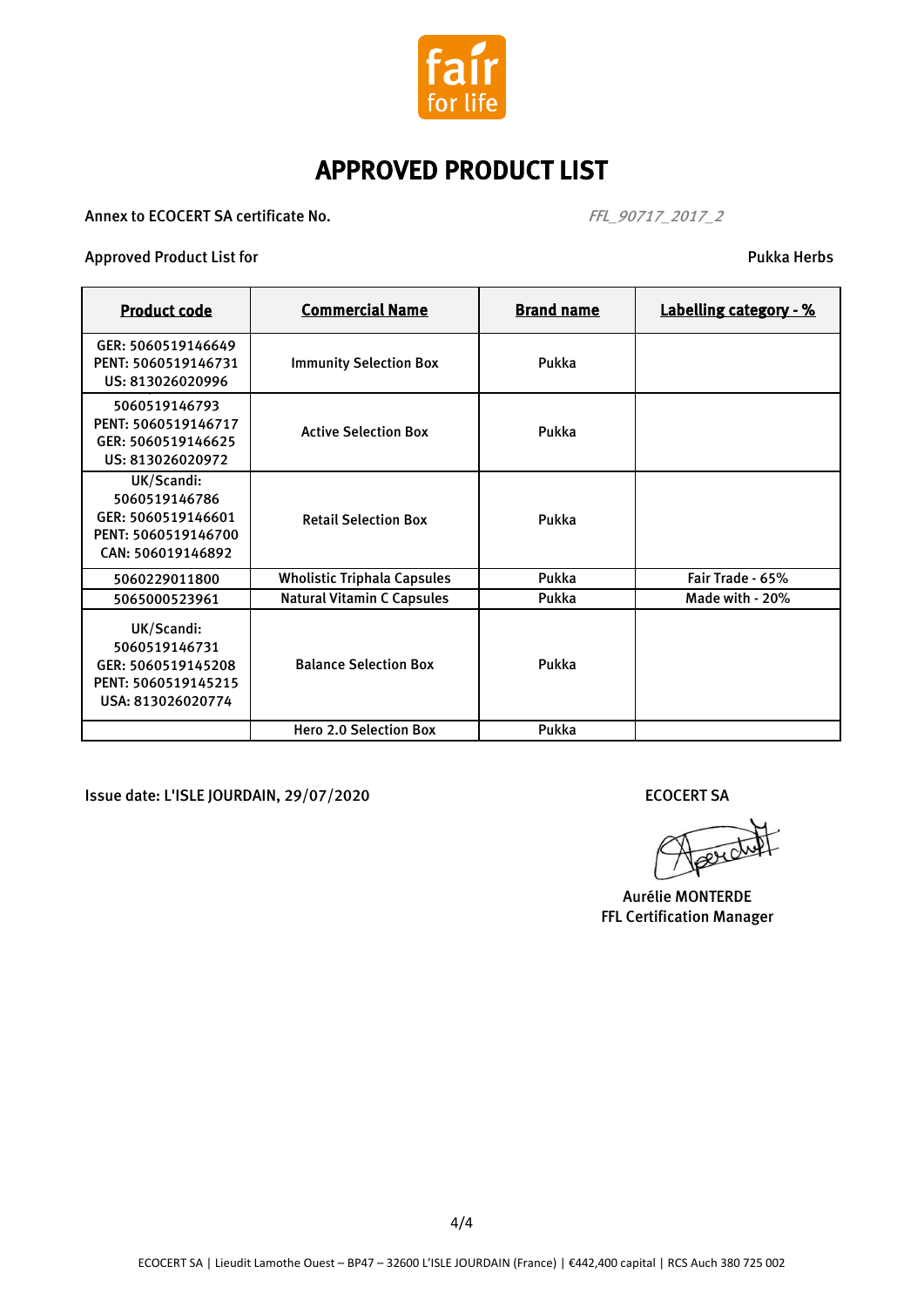fair for life

# APPROVED PRODUCT LIST

Annex to ECOCERT SA certificate No. *FFL_90717_2017_2*

Approved Product List for Pukka Herbs

| Product code | Commercial Name | Brand name | Labelling category - % |
|---|---|---|---|
| GER: 5060519146649<br>PENT: 5060519146731<br>US: 813026020996 | Immunity Selection Box | Pukka | |
| 5060519146793<br>PENT: 5060519146717<br>GER: 5060519146625<br>US: 813026020972 | Active Selection Box | Pukka | |
| UK/Scandi:<br>5060519146786<br>GER: 5060519146601<br>PENT: 5060519146700<br>CAN: 506019146892 | Retail Selection Box | Pukka | |
| 5060229011800 | Wholistic Triphala Capsules | Pukka | Fair Trade - 65% |
| 5065000523961 | Natural Vitamin C Capsules | Pukka | Made with - 20% |
| UK/Scandi:<br>5060519146731<br>GER: 5060519145208<br>PENT: 5060519145215<br>USA: 813026020774 | Balance Selection Box | Pukka | |
| | Hero 2.0 Selection Box | Pukka | |

Issue date: L'ISLE JOURDAIN, 29/07/2020

ECOCERT SA

Aurélie MONTERDE
FFL Certification Manager

ECOCERT SA | Lieudit Lamothe Ouest – BP47 – 32600 L'ISLE JOURDAIN (France) | €442,400 capital | RCS Auch 380 725 002